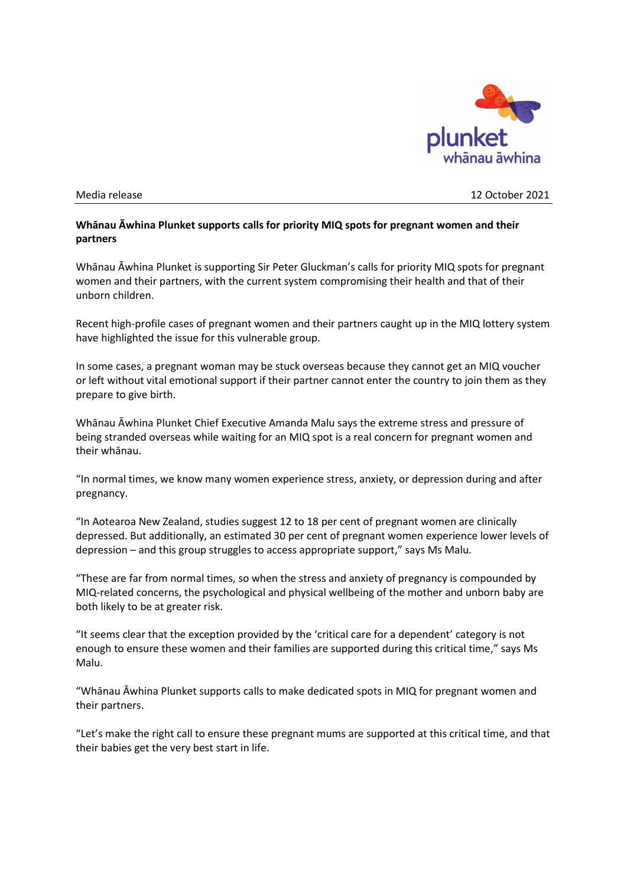Media release

12 October 2021

**Whānau Āwhina Plunket supports calls for priority MIQ spots for pregnant women and their partners**

Whānau Āwhina Plunket is supporting Sir Peter Gluckman's calls for priority MIQ spots for pregnant women and their partners, with the current system compromising their health and that of their unborn children.

Recent high-profile cases of pregnant women and their partners caught up in the MIQ lottery system have highlighted the issue for this vulnerable group.

In some cases, a pregnant woman may be stuck overseas because they cannot get an MIQ voucher or left without vital emotional support if their partner cannot enter the country to join them as they prepare to give birth.

Whānau Āwhina Plunket Chief Executive Amanda Malu says the extreme stress and pressure of being stranded overseas while waiting for an MIQ spot is a real concern for pregnant women and their whānau.

"In normal times, we know many women experience stress, anxiety, or depression during and after pregnancy.

"In Aotearoa New Zealand, studies suggest 12 to 18 per cent of pregnant women are clinically depressed. But additionally, an estimated 30 per cent of pregnant women experience lower levels of depression – and this group struggles to access appropriate support," says Ms Malu.

"These are far from normal times, so when the stress and anxiety of pregnancy is compounded by MIQ-related concerns, the psychological and physical wellbeing of the mother and unborn baby are both likely to be at greater risk.

"It seems clear that the exception provided by the 'critical care for a dependent' category is not enough to ensure these women and their families are supported during this critical time," says Ms Malu.

"Whānau Āwhina Plunket supports calls to make dedicated spots in MIQ for pregnant women and their partners.

"Let's make the right call to ensure these pregnant mums are supported at this critical time, and that their babies get the very best start in life.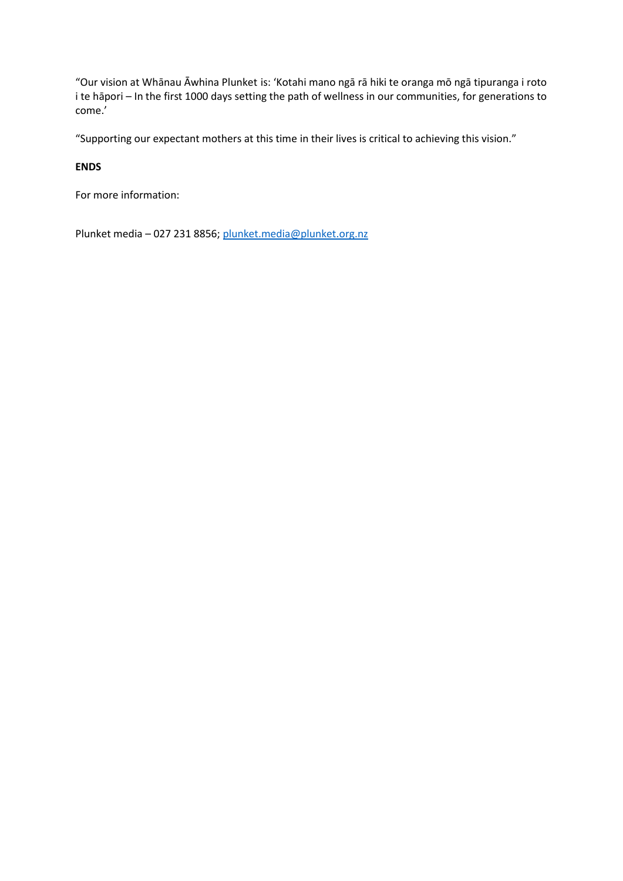"Our vision at Whānau Āwhina Plunket is: 'Kotahi mano ngā rā hiki te oranga mō ngā tipuranga i roto i te hāpori – In the first 1000 days setting the path of wellness in our communities, for generations to come.'

"Supporting our expectant mothers at this time in their lives is critical to achieving this vision."

**ENDS**

For more information:

Plunket media – 027 231 8856; plunket.media@plunket.org.nz